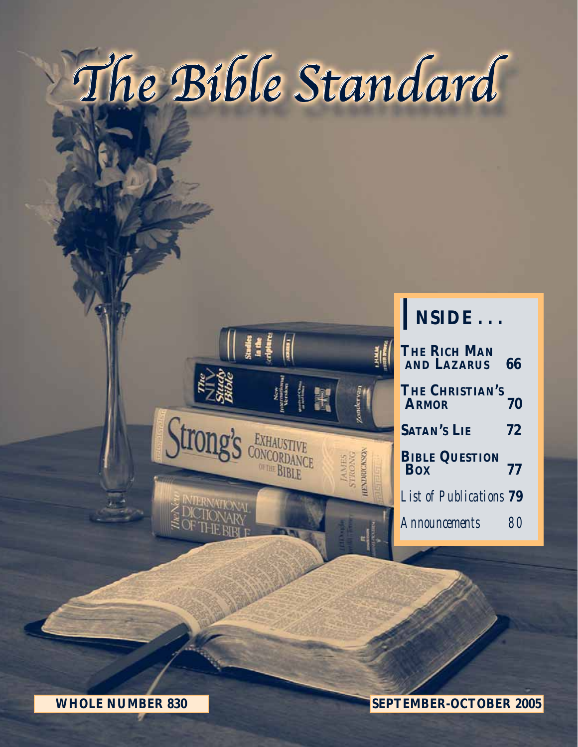# The Bible Standard

## INSIDE . . .

| | |
|---|---|
| **THE RICH MAN AND LAZARUS** | **66** |
| **THE CHRISTIAN'S ARMOR** | **70** |
| **SATAN'S LIE** | **72** |
| **BIBLE QUESTION BOX** | **77** |
| *List of Publications* | **79** |
| *Announcements* | 80 |

**WHOLE NUMBER 830**

**SEPTEMBER-OCTOBER 2005**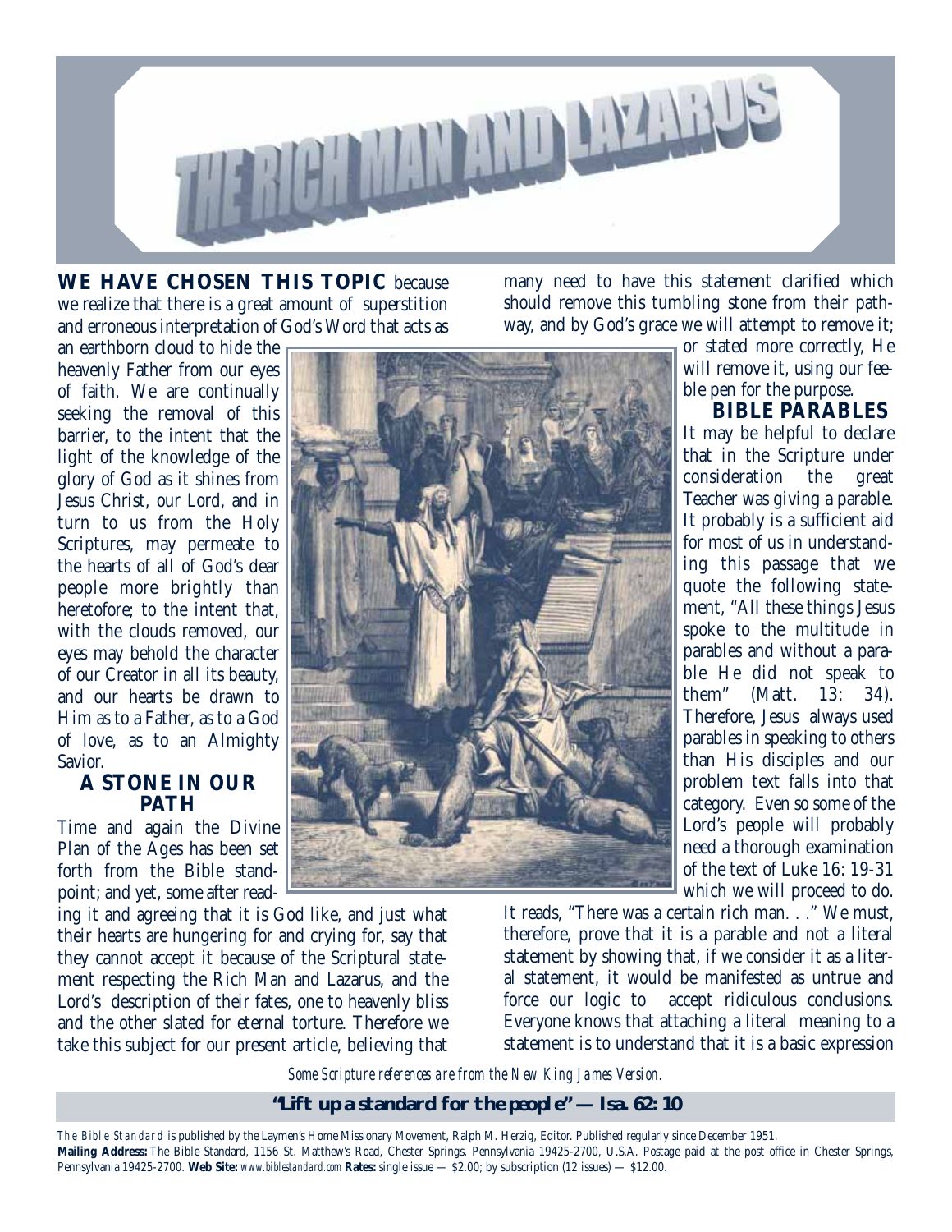# THE RICH MAN AND LAZARUS

**WE HAVE CHOSEN THIS TOPIC** because we realize that there is a great amount of superstition and erroneous interpretation of God's Word that acts as an earthborn cloud to hide the heavenly Father from our eyes of faith. We are continually seeking the removal of this barrier, to the intent that the light of the knowledge of the glory of God as it shines from Jesus Christ, our Lord, and in turn to us from the Holy Scriptures, may permeate to the hearts of all of God's dear people more brightly than heretofore; to the intent that, with the clouds removed, our eyes may behold the character of our Creator in all its beauty, and our hearts be drawn to Him as to a Father, as to a God of love, as to an Almighty Savior.

### A STONE IN OUR PATH

Time and again the Divine Plan of the Ages has been set forth from the Bible standpoint; and yet, some after reading it and agreeing that it is God like, and just what their hearts are hungering for and crying for, say that they cannot accept it because of the Scriptural statement respecting the Rich Man and Lazarus, and the Lord's description of their fates, one to heavenly bliss and the other slated for eternal torture. Therefore we take this subject for our present article, believing that many need to have this statement clarified which should remove this tumbling stone from their pathway, and by God's grace we will attempt to remove it; or stated more correctly, He will remove it, using our feeble pen for the purpose.

### BIBLE PARABLES

It may be helpful to declare that in the Scripture under consideration the great Teacher was giving a parable. It probably is a sufficient aid for most of us in understanding this passage that we quote the following statement, "All these things Jesus spoke to the multitude in parables and without a parable He did not speak to them" (Matt. 13: 34). Therefore, Jesus always used parables in speaking to others than His disciples and our problem text falls into that category. Even so some of the Lord's people will probably need a thorough examination of the text of Luke 16: 19-31 which we will proceed to do.

It reads, "There was a certain rich man. . ." We must, therefore, prove that it is a parable and not a literal statement by showing that, if we consider it as a literal statement, it would be manifested as untrue and force our logic to accept ridiculous conclusions. Everyone knows that attaching a literal meaning to a statement is to understand that it is a basic expression

*Some Scripture references are from the New King James Version.*

**"Lift up a standard for the people" — Isa. 62: 10**

*The Bible Standard* is published by the Laymen's Home Missionary Movement, Ralph M. Herzig, Editor. Published regularly since December 1951.
**Mailing Address:** The Bible Standard, 1156 St. Matthew's Road, Chester Springs, Pennsylvania 19425-2700, U.S.A. Postage paid at the post office in Chester Springs, Pennsylvania 19425-2700. **Web Site:** *www.biblestandard.com* **Rates:** single issue — $2.00; by subscription (12 issues) — $12.00.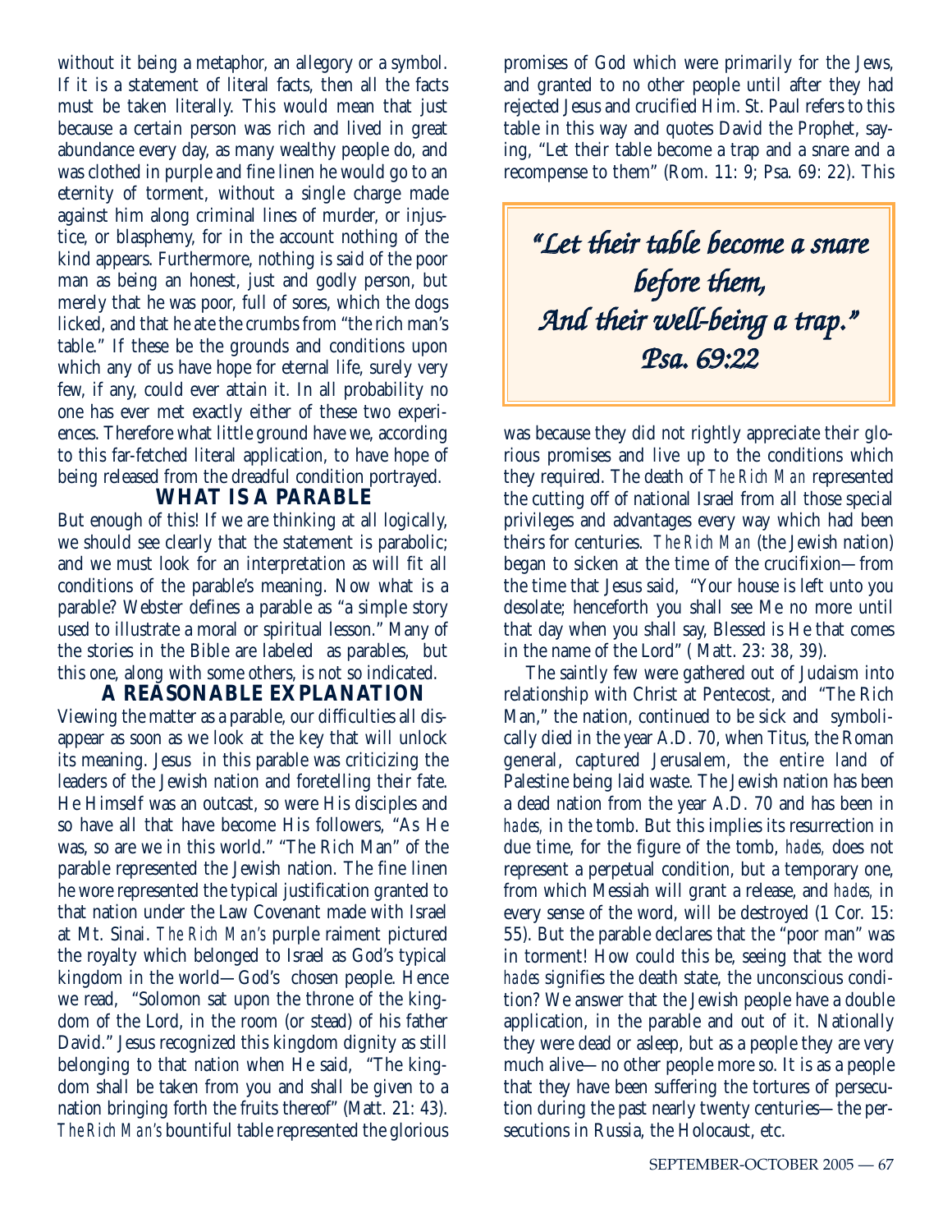without it being a metaphor, an allegory or a symbol. If it is a statement of literal facts, then all the facts must be taken literally. This would mean that just because a certain person was rich and lived in great abundance every day, as many wealthy people do, and was clothed in purple and fine linen he would go to an eternity of torment, without a single charge made against him along criminal lines of murder, or injustice, or blasphemy, for in the account nothing of the kind appears. Furthermore, nothing is said of the poor man as being an honest, just and godly person, but merely that he was poor, full of sores, which the dogs licked, and that he ate the crumbs from "the rich man's table." If these be the grounds and conditions upon which any of us have hope for eternal life, surely very few, if any, could ever attain it. In all probability no one has ever met exactly either of these two experiences. Therefore what little ground have we, according to this far-fetched literal application, to have hope of being released from the dreadful condition portrayed.

## WHAT IS A PARABLE

But enough of this! If we are thinking at all logically, we should see clearly that the statement is parabolic; and we must look for an interpretation as will fit all conditions of the parable's meaning. Now what is a parable? Webster defines a parable as "a simple story used to illustrate a moral or spiritual lesson." Many of the stories in the Bible are labeled as parables, but this one, along with some others, is not so indicated.

## A REASONABLE EXPLANATION

Viewing the matter as a parable, our difficulties all disappear as soon as we look at the key that will unlock its meaning. Jesus in this parable was criticizing the leaders of the Jewish nation and foretelling their fate. He Himself was an outcast, so were His disciples and so have all that have become His followers, "As He was, so are we in this world." "The Rich Man" of the parable represented the Jewish nation. The fine linen he wore represented the typical justification granted to that nation under the Law Covenant made with Israel at Mt. Sinai. *The Rich Man's* purple raiment pictured the royalty which belonged to Israel as God's typical kingdom in the world—God's chosen people. Hence we read, "Solomon sat upon the throne of the kingdom of the Lord, in the room (or stead) of his father David." Jesus recognized this kingdom dignity as still belonging to that nation when He said, "The kingdom shall be taken from you and shall be given to a nation bringing forth the fruits thereof" (Matt. 21: 43). *The Rich Man's* bountiful table represented the glorious promises of God which were primarily for the Jews, and granted to no other people until after they had rejected Jesus and crucified Him. St. Paul refers to this table in this way and quotes David the Prophet, saying, "Let their table become a trap and a snare and a recompense to them" (Rom. 11: 9; Psa. 69: 22). This was because they did not rightly appreciate their glorious promises and live up to the conditions which they required. The death of *The Rich Man* represented the cutting off of national Israel from all those special privileges and advantages every way which had been theirs for centuries. *The Rich Man* (the Jewish nation) began to sicken at the time of the crucifixion—from the time that Jesus said, "Your house is left unto you desolate; henceforth you shall see Me no more until that day when you shall say, Blessed is He that comes in the name of the Lord" ( Matt. 23: 38, 39).

> *"Let their table become a snare before them, And their well-being a trap."*
> *Psa. 69:22*

The saintly few were gathered out of Judaism into relationship with Christ at Pentecost, and "The Rich Man," the nation, continued to be sick and symbolically died in the year A.D. 70, when Titus, the Roman general, captured Jerusalem, the entire land of Palestine being laid waste. The Jewish nation has been a dead nation from the year A.D. 70 and has been in *hades,* in the tomb. But this implies its resurrection in due time, for the figure of the tomb, *hades,* does not represent a perpetual condition, but a temporary one, from which Messiah will grant a release, and *hades,* in every sense of the word, will be destroyed (1 Cor. 15: 55). But the parable declares that the "poor man" was in torment! How could this be, seeing that the word *hades* signifies the death state, the unconscious condition? We answer that the Jewish people have a double application, in the parable and out of it. Nationally they were dead or asleep, but as a people they are very much alive—no other people more so. It is as a people that they have been suffering the tortures of persecution during the past nearly twenty centuries—the persecutions in Russia, the Holocaust, etc.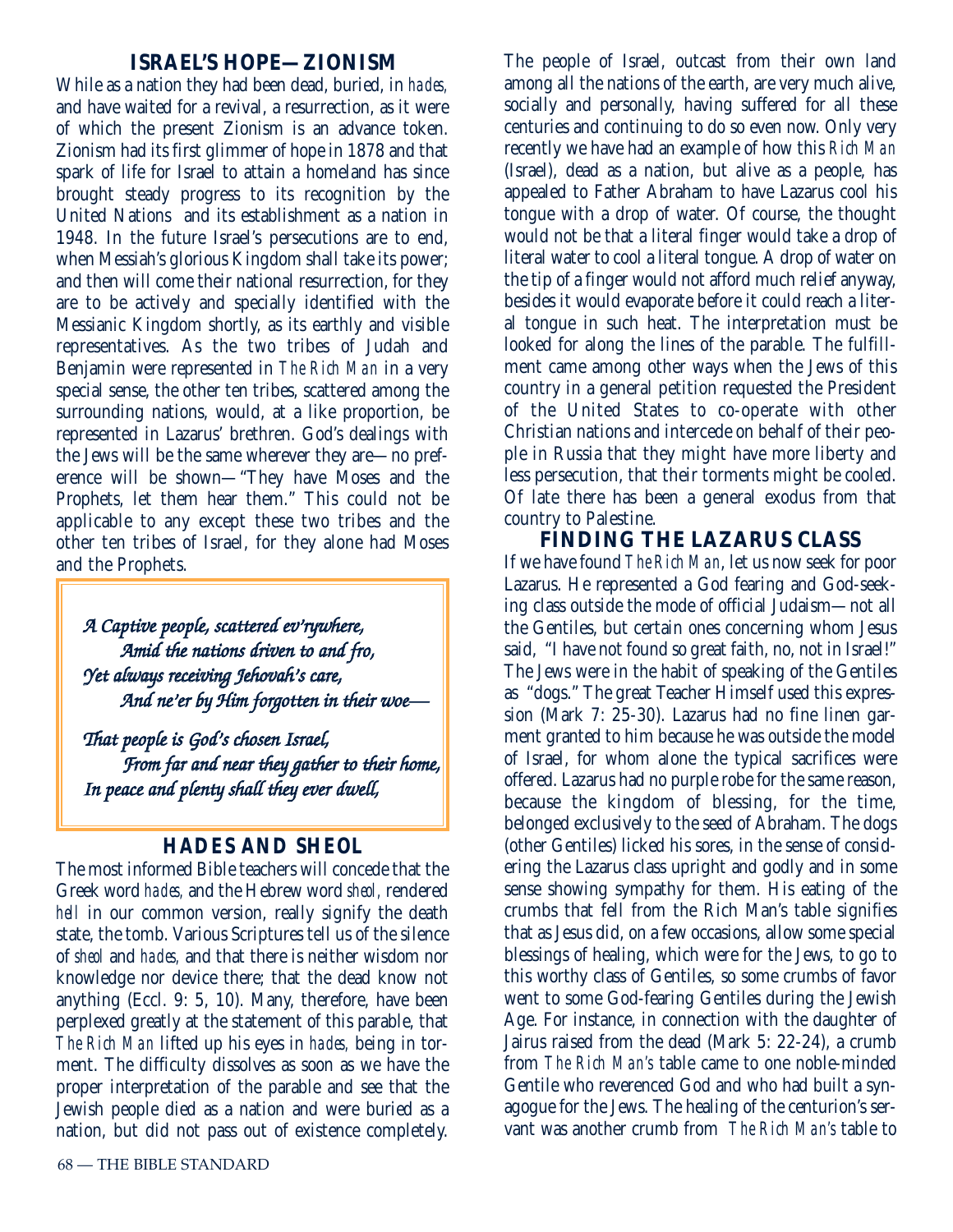## ISRAEL'S HOPE—ZIONISM

While as a nation they had been dead, buried, in *hades,* and have waited for a revival, a resurrection, as it were of which the present Zionism is an advance token. Zionism had its first glimmer of hope in 1878 and that spark of life for Israel to attain a homeland has since brought steady progress to its recognition by the United Nations and its establishment as a nation in 1948. In the future Israel's persecutions are to end, when Messiah's glorious Kingdom shall take its power; and then will come their national resurrection, for they are to be actively and specially identified with the Messianic Kingdom shortly, as its earthly and visible representatives. As the two tribes of Judah and Benjamin were represented in *The Rich Man* in a very special sense, the other ten tribes, scattered among the surrounding nations, would, at a like proportion, be represented in Lazarus' brethren. God's dealings with the Jews will be the same wherever they are—no preference will be shown—"They have Moses and the Prophets, let them hear them." This could not be applicable to any except these two tribes and the other ten tribes of Israel, for they alone had Moses and the Prophets.

> *A Captive people, scattered ev'rywhere,*
> *Amid the nations driven to and fro,*
> *Yet always receiving Jehovah's care,*
> *And ne'er by Him forgotten in their woe—*
>
> *That people is God's chosen Israel,*
> *From far and near they gather to their home,*
> *In peace and plenty shall they ever dwell,*

## HADES AND SHEOL

The most informed Bible teachers will concede that the Greek word *hades,* and the Hebrew word *sheol,* rendered *hell* in our common version, really signify the death state, the tomb. Various Scriptures tell us of the silence of *sheol* and *hades,* and that there is neither wisdom nor knowledge nor device there; that the dead know not anything (Eccl. 9: 5, 10). Many, therefore, have been perplexed greatly at the statement of this parable, that *The Rich Man* lifted up his eyes in *hades,* being in torment. The difficulty dissolves as soon as we have the proper interpretation of the parable and see that the Jewish people died as a nation and were buried as a nation, but did not pass out of existence completely. The people of Israel, outcast from their own land among all the nations of the earth, are very much alive, socially and personally, having suffered for all these centuries and continuing to do so even now. Only very recently we have had an example of how this *Rich Man* (Israel), dead as a nation, but alive as a people, has appealed to Father Abraham to have Lazarus cool his tongue with a drop of water. Of course, the thought would not be that a literal finger would take a drop of literal water to cool a literal tongue. A drop of water on the tip of a finger would not afford much relief anyway, besides it would evaporate before it could reach a literal tongue in such heat. The interpretation must be looked for along the lines of the parable. The fulfillment came among other ways when the Jews of this country in a general petition requested the President of the United States to co-operate with other Christian nations and intercede on behalf of their people in Russia that they might have more liberty and less persecution, that their torments might be cooled. Of late there has been a general exodus from that country to Palestine.

## FINDING THE LAZARUS CLASS

If we have found *The Rich Man*, let us now seek for poor Lazarus. He represented a God fearing and God-seeking class outside the mode of official Judaism—not all the Gentiles, but certain ones concerning whom Jesus said, "I have not found so great faith, no, not in Israel!" The Jews were in the habit of speaking of the Gentiles as "dogs." The great Teacher Himself used this expression (Mark 7: 25-30). Lazarus had no fine linen garment granted to him because he was outside the model of Israel, for whom alone the typical sacrifices were offered. Lazarus had no purple robe for the same reason, because the kingdom of blessing, for the time, belonged exclusively to the seed of Abraham. The dogs (other Gentiles) licked his sores, in the sense of considering the Lazarus class upright and godly and in some sense showing sympathy for them. His eating of the crumbs that fell from the Rich Man's table signifies that as Jesus did, on a few occasions, allow some special blessings of healing, which were for the Jews, to go to this worthy class of Gentiles, so some crumbs of favor went to some God-fearing Gentiles during the Jewish Age. For instance, in connection with the daughter of Jairus raised from the dead (Mark 5: 22-24), a crumb from *The Rich Man's* table came to one noble-minded Gentile who reverenced God and who had built a synagogue for the Jews. The healing of the centurion's servant was another crumb from *The Rich Man's* table to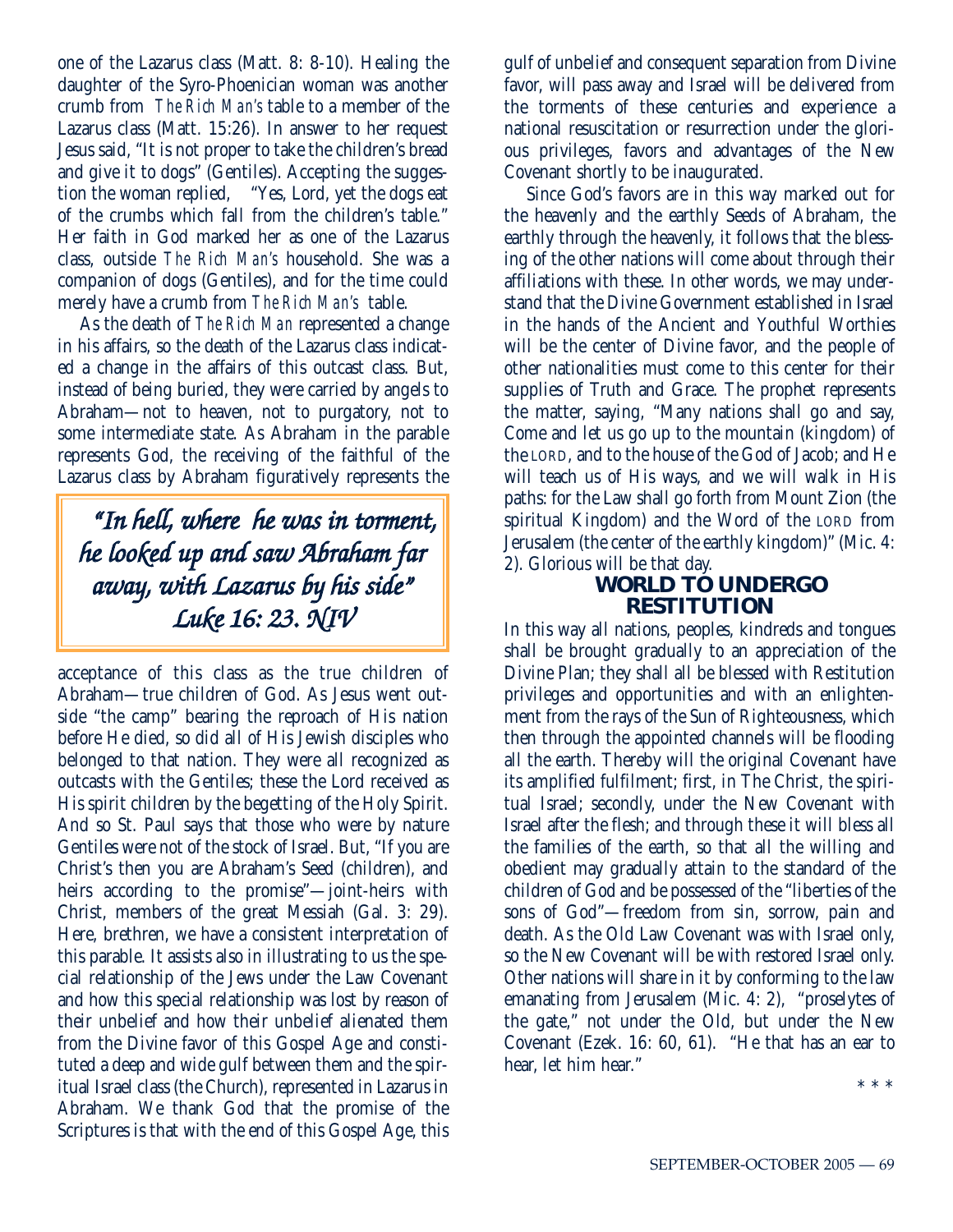one of the Lazarus class (Matt. 8: 8-10). Healing the daughter of the Syro-Phoenician woman was another crumb from *The Rich Man's* table to a member of the Lazarus class (Matt. 15:26). In answer to her request Jesus said, "It is not proper to take the children's bread and give it to dogs" (Gentiles). Accepting the suggestion the woman replied, "Yes, Lord, yet the dogs eat of the crumbs which fall from the children's table." Her faith in God marked her as one of the Lazarus class, outside *The Rich Man's* household. She was a companion of dogs (Gentiles), and for the time could merely have a crumb from *The Rich Man's* table.

As the death of *The Rich Man* represented a change in his affairs, so the death of the Lazarus class indicated a change in the affairs of this outcast class. But, instead of being buried, they were carried by angels to Abraham—not to heaven, not to purgatory, not to some intermediate state. As Abraham in the parable represents God, the receiving of the faithful of the Lazarus class by Abraham figuratively represents the acceptance of this class as the true children of Abraham—true children of God. As Jesus went outside "the camp" bearing the reproach of His nation before He died, so did all of His Jewish disciples who belonged to that nation. They were all recognized as outcasts with the Gentiles; these the Lord received as His spirit children by the begetting of the Holy Spirit. And so St. Paul says that those who were by nature Gentiles were not of the stock of Israel. But, "If you are Christ's then you are Abraham's Seed (children), and heirs according to the promise"—joint-heirs with Christ, members of the great Messiah (Gal. 3: 29). Here, brethren, we have a consistent interpretation of this parable. It assists also in illustrating to us the special relationship of the Jews under the Law Covenant and how this special relationship was lost by reason of their unbelief and how their unbelief alienated them from the Divine favor of this Gospel Age and constituted a deep and wide gulf between them and the spiritual Israel class (the Church), represented in Lazarus in Abraham. We thank God that the promise of the Scriptures is that with the end of this Gospel Age, this gulf of unbelief and consequent separation from Divine favor, will pass away and Israel will be delivered from the torments of these centuries and experience a national resuscitation or resurrection under the glorious privileges, favors and advantages of the New Covenant shortly to be inaugurated.

> *"In hell, where he was in torment, he looked up and saw Abraham far away, with Lazarus by his side"*
> *Luke 16: 23. NIV*

Since God's favors are in this way marked out for the heavenly and the earthly Seeds of Abraham, the earthly through the heavenly, it follows that the blessing of the other nations will come about through their affiliations with these. In other words, we may understand that the Divine Government established in Israel in the hands of the Ancient and Youthful Worthies will be the center of Divine favor, and the people of other nationalities must come to this center for their supplies of Truth and Grace. The prophet represents the matter, saying, "Many nations shall go and say, Come and let us go up to the mountain (kingdom) of the LORD, and to the house of the God of Jacob; and He will teach us of His ways, and we will walk in His paths: for the Law shall go forth from Mount Zion (the spiritual Kingdom) and the Word of the LORD from Jerusalem (the center of the earthly kingdom)" (Mic. 4: 2). Glorious will be that day.

## WORLD TO UNDERGO RESTITUTION

In this way all nations, peoples, kindreds and tongues shall be brought gradually to an appreciation of the Divine Plan; they shall all be blessed with Restitution privileges and opportunities and with an enlightenment from the rays of the Sun of Righteousness, which then through the appointed channels will be flooding all the earth. Thereby will the original Covenant have its amplified fulfilment; first, in The Christ, the spiritual Israel; secondly, under the New Covenant with Israel after the flesh; and through these it will bless all the families of the earth, so that all the willing and obedient may gradually attain to the standard of the children of God and be possessed of the "liberties of the sons of God"—freedom from sin, sorrow, pain and death. As the Old Law Covenant was with Israel only, so the New Covenant will be with restored Israel only. Other nations will share in it by conforming to the law emanating from Jerusalem (Mic. 4: 2), "proselytes of the gate," not under the Old, but under the New Covenant (Ezek. 16: 60, 61). "He that has an ear to hear, let him hear."

\* \* \*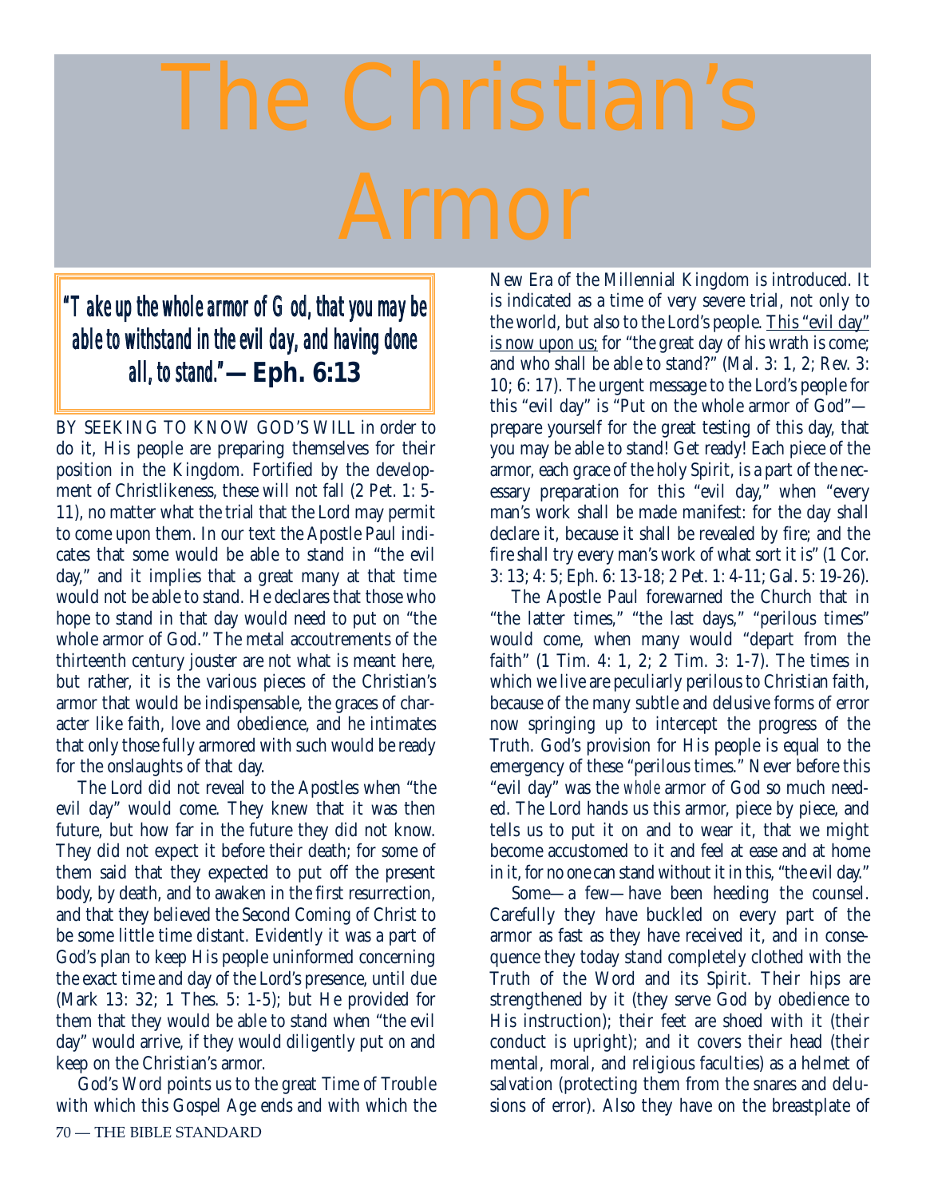# The Christian's Armor

> ***"Take up the whole armor of God, that you may be able to withstand in the evil day, and having done all, to stand."* — Eph. 6:13**

BY SEEKING TO KNOW GOD'S WILL in order to do it, His people are preparing themselves for their position in the Kingdom. Fortified by the development of Christlikeness, these will not fall (2 Pet. 1: 5-11), no matter what the trial that the Lord may permit to come upon them. In our text the Apostle Paul indicates that some would be able to stand in "the evil day," and it implies that a great many at that time would not be able to stand. He declares that those who hope to stand in that day would need to put on "the whole armor of God." The metal accoutrements of the thirteenth century jouster are not what is meant here, but rather, it is the various pieces of the Christian's armor that would be indispensable, the graces of character like faith, love and obedience, and he intimates that only those fully armored with such would be ready for the onslaughts of that day.

The Lord did not reveal to the Apostles when "the evil day" would come. They knew that it was then future, but how far in the future they did not know. They did not expect it before their death; for some of them said that they expected to put off the present body, by death, and to awaken in the first resurrection, and that they believed the Second Coming of Christ to be some little time distant. Evidently it was a part of God's plan to keep His people uninformed concerning the exact time and day of the Lord's presence, until due (Mark 13: 32; 1 Thes. 5: 1-5); but He provided for them that they would be able to stand when "the evil day" would arrive, if they would diligently put on and keep on the Christian's armor.

God's Word points us to the great Time of Trouble with which this Gospel Age ends and with which the New Era of the Millennial Kingdom is introduced. It is indicated as a time of very severe trial, not only to the world, but also to the Lord's people. <u>This "evil day" is now upon us;</u> for "the great day of his wrath is come; and who shall be able to stand?" (Mal. 3: 1, 2; Rev. 3: 10; 6: 17). The urgent message to the Lord's people for this "evil day" is "Put on the whole armor of God"—prepare yourself for the great testing of this day, that you may be able to stand! Get ready! Each piece of the armor, each grace of the holy Spirit, is a part of the necessary preparation for this "evil day," when "every man's work shall be made manifest: for the day shall declare it, because it shall be revealed by fire; and the fire shall try every man's work of what sort it is" (1 Cor. 3: 13; 4: 5; Eph. 6: 13-18; 2 Pet. 1: 4-11; Gal. 5: 19-26).

The Apostle Paul forewarned the Church that in "the latter times," "the last days," "perilous times" would come, when many would "depart from the faith" (1 Tim. 4: 1, 2; 2 Tim. 3: 1-7). The times in which we live are peculiarly perilous to Christian faith, because of the many subtle and delusive forms of error now springing up to intercept the progress of the Truth. God's provision for His people is equal to the emergency of these "perilous times." Never before this "evil day" was the *whole* armor of God so much needed. The Lord hands us this armor, piece by piece, and tells us to put it on and to wear it, that we might become accustomed to it and feel at ease and at home in it, for no one can stand without it in this, "the evil day."

Some—a few—have been heeding the counsel. Carefully they have buckled on every part of the armor as fast as they have received it, and in consequence they today stand completely clothed with the Truth of the Word and its Spirit. Their hips are strengthened by it (they serve God by obedience to His instruction); their feet are shoed with it (their conduct is upright); and it covers their head (their mental, moral, and religious faculties) as a helmet of salvation (protecting them from the snares and delusions of error). Also they have on the breastplate of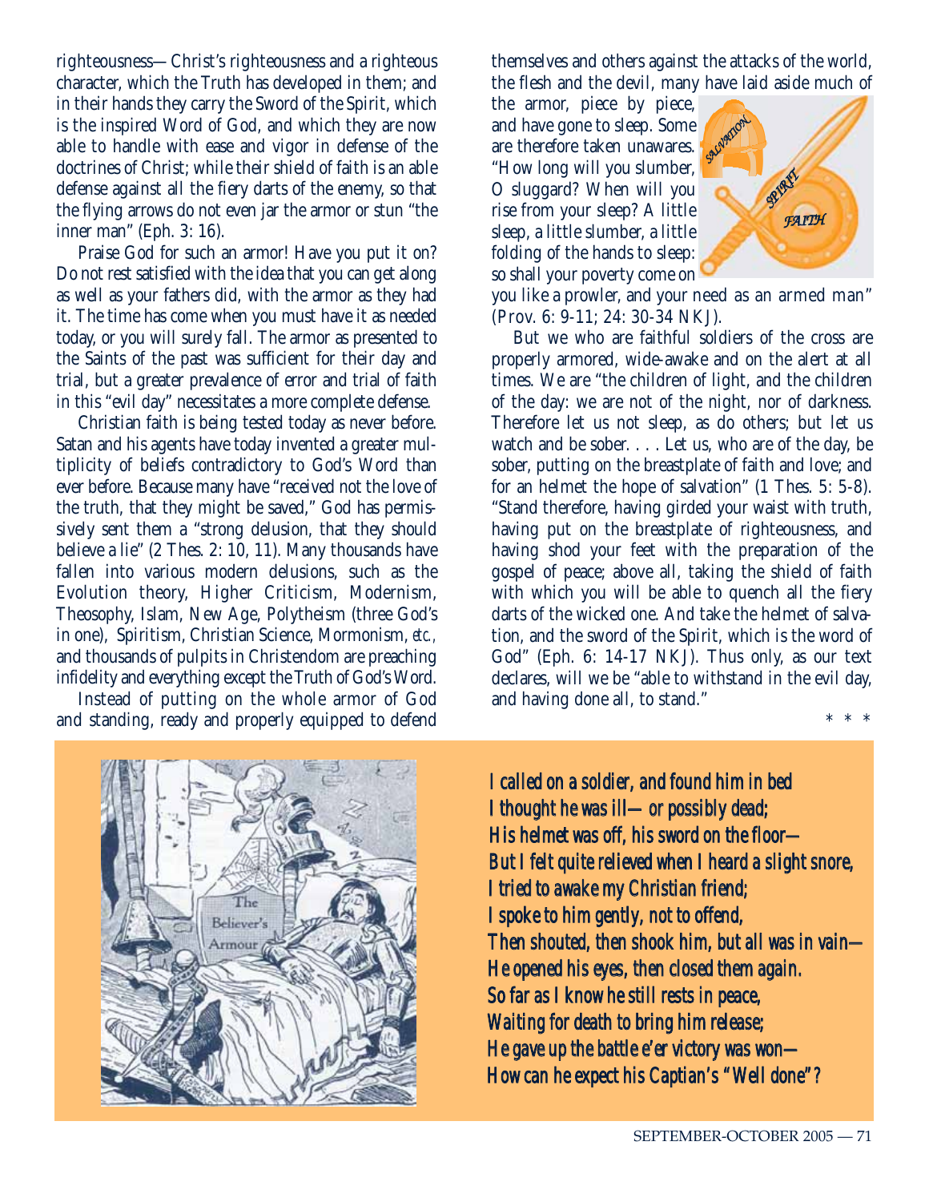righteousness—Christ's righteousness and a righteous character, which the Truth has developed in them; and in their hands they carry the Sword of the Spirit, which is the inspired Word of God, and which they are now able to handle with ease and vigor in defense of the doctrines of Christ; while their shield of faith is an able defense against all the fiery darts of the enemy, so that the flying arrows do not even jar the armor or stun "the inner man" (Eph. 3: 16).

Praise God for such an armor! Have you put it on? Do not rest satisfied with the idea that you can get along as well as your fathers did, with the armor as they had it. The time has come when you must have it as needed today, or you will surely fall. The armor as presented to the Saints of the past was sufficient for their day and trial, but a greater prevalence of error and trial of faith in this "evil day" necessitates a more complete defense.

Christian faith is being tested today as never before. Satan and his agents have today invented a greater multiplicity of beliefs contradictory to God's Word than ever before. Because many have "received not the love of the truth, that they might be saved," God has permissively sent them a "strong delusion, that they should believe a lie" (2 Thes. 2: 10, 11). Many thousands have fallen into various modern delusions, such as the Evolution theory, Higher Criticism, Modernism, Theosophy, Islam, New Age, Polytheism (three God's in one), Spiritism, Christian Science, Mormonism, *etc.*, and thousands of pulpits in Christendom are preaching infidelity and everything except the Truth of God's Word.

Instead of putting on the whole armor of God and standing, ready and properly equipped to defend themselves and others against the attacks of the world, the flesh and the devil, many have laid aside much of the armor, piece by piece, and have gone to sleep. Some are therefore taken unawares. "How long will you slumber, O sluggard? When will you rise from your sleep? A little sleep, a little slumber, a little folding of the hands to sleep: so shall your poverty come on you like a prowler, and your need as an armed man" (Prov. 6: 9-11; 24: 30-34 NKJ).

But we who are faithful soldiers of the cross are properly armored, wide-awake and on the alert at all times. We are "the children of light, and the children of the day: we are not of the night, nor of darkness. Therefore let us not sleep, as do others; but let us watch and be sober. . . . Let us, who are of the day, be sober, putting on the breastplate of faith and love; and for an helmet the hope of salvation" (1 Thes. 5: 5-8). "Stand therefore, having girded your waist with truth, having put on the breastplate of righteousness, and having shod your feet with the preparation of the gospel of peace; above all, taking the shield of faith with which you will be able to quench all the fiery darts of the wicked one. And take the helmet of salvation, and the sword of the Spirit, which is the word of God" (Eph. 6: 14-17 NKJ). Thus only, as our text declares, will we be "able to withstand in the evil day, and having done all, to stand."

\* \* \*

*I called on a soldier, and found him in bed*
*I thought he was ill—or possibly dead;*
*His helmet was off, his sword on the floor—*
*But I felt quite relieved when I heard a slight snore,*
*I tried to awake my Christian friend;*
*I spoke to him gently, not to offend,*
*Then shouted, then shook him, but all was in vain—*
*He opened his eyes, then closed them again.*
*So far as I know he still rests in peace,*
*Waiting for death to bring him release;*
*He gave up the battle e'er victory was won—*
*How can he expect his Captian's "Well done"?*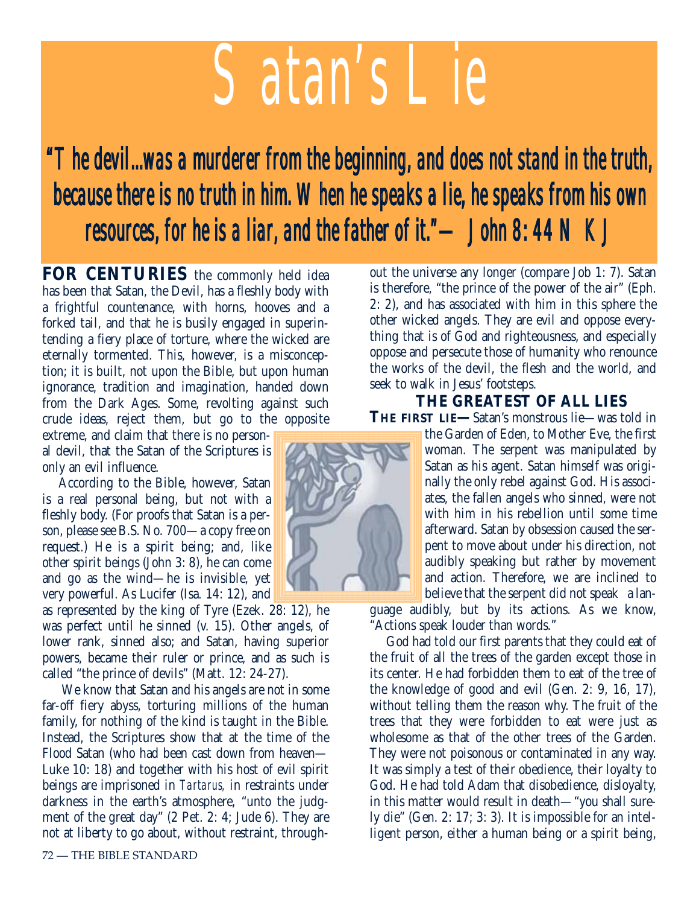# Satan's Lie

***"The devil...was a murderer from the beginning, and does not stand in the truth, because there is no truth in him. When he speaks a lie, he speaks from his own resources, for he is a liar, and the father of it."—John 8:44 NKJ***

**FOR CENTURIES** the commonly held idea has been that Satan, the Devil, has a fleshly body with a frightful countenance, with horns, hooves and a forked tail, and that he is busily engaged in superintending a fiery place of torture, where the wicked are eternally tormented. This, however, is a misconception; it is built, not upon the Bible, but upon human ignorance, tradition and imagination, handed down from the Dark Ages. Some, revolting against such crude ideas, reject them, but go to the opposite extreme, and claim that there is no personal devil, that the Satan of the Scriptures is only an evil influence.

According to the Bible, however, Satan is a real personal being, but not with a fleshly body. (For proofs that Satan is a person, please see B.S. No. 700—a copy free on request.) He is a spirit being; and, like other spirit beings (John 3:8), he can come and go as the wind—he is invisible, yet very powerful. As Lucifer (Isa. 14:12), and as represented by the king of Tyre (Ezek. 28:12), he was perfect until he sinned (v. 15). Other angels, of lower rank, sinned also; and Satan, having superior powers, became their ruler or prince, and as such is called "the prince of devils" (Matt. 12:24-27).

We know that Satan and his angels are not in some far-off fiery abyss, torturing millions of the human family, for nothing of the kind is taught in the Bible. Instead, the Scriptures show that at the time of the Flood Satan (who had been cast down from heaven—Luke 10:18) and together with his host of evil spirit beings are imprisoned in *Tartarus,* in restraints under darkness in the earth's atmosphere, "unto the judgment of the great day" (2 Pet. 2:4; Jude 6). They are not at liberty to go about, without restraint, throughout the universe any longer (compare Job 1:7). Satan is therefore, "the prince of the power of the air" (Eph. 2:2), and has associated with him in this sphere the other wicked angels. They are evil and oppose everything that is of God and righteousness, and especially oppose and persecute those of humanity who renounce the works of the devil, the flesh and the world, and seek to walk in Jesus' footsteps.

## THE GREATEST OF ALL LIES

**THE FIRST LIE—**Satan's monstrous lie—was told in the Garden of Eden, to Mother Eve, the first woman. The serpent was manipulated by Satan as his agent. Satan himself was originally the only rebel against God. His associates, the fallen angels who sinned, were not with him in his rebellion until some time afterward. Satan by obsession caused the serpent to move about under his direction, not audibly speaking but rather by movement and action. Therefore, we are inclined to believe that the serpent did not speak a language audibly, but by its actions. As we know, "Actions speak louder than words."

God had told our first parents that they could eat of the fruit of all the trees of the garden except those in its center. He had forbidden them to eat of the tree of the knowledge of good and evil (Gen. 2:9, 16, 17), without telling them the reason why. The fruit of the trees that they were forbidden to eat were just as wholesome as that of the other trees of the Garden. They were not poisonous or contaminated in any way. It was simply a test of their obedience, their loyalty to God. He had told Adam that disobedience, disloyalty, in this matter would result in death—"you shall surely die" (Gen. 2:17; 3:3). It is impossible for an intelligent person, either a human being or a spirit being,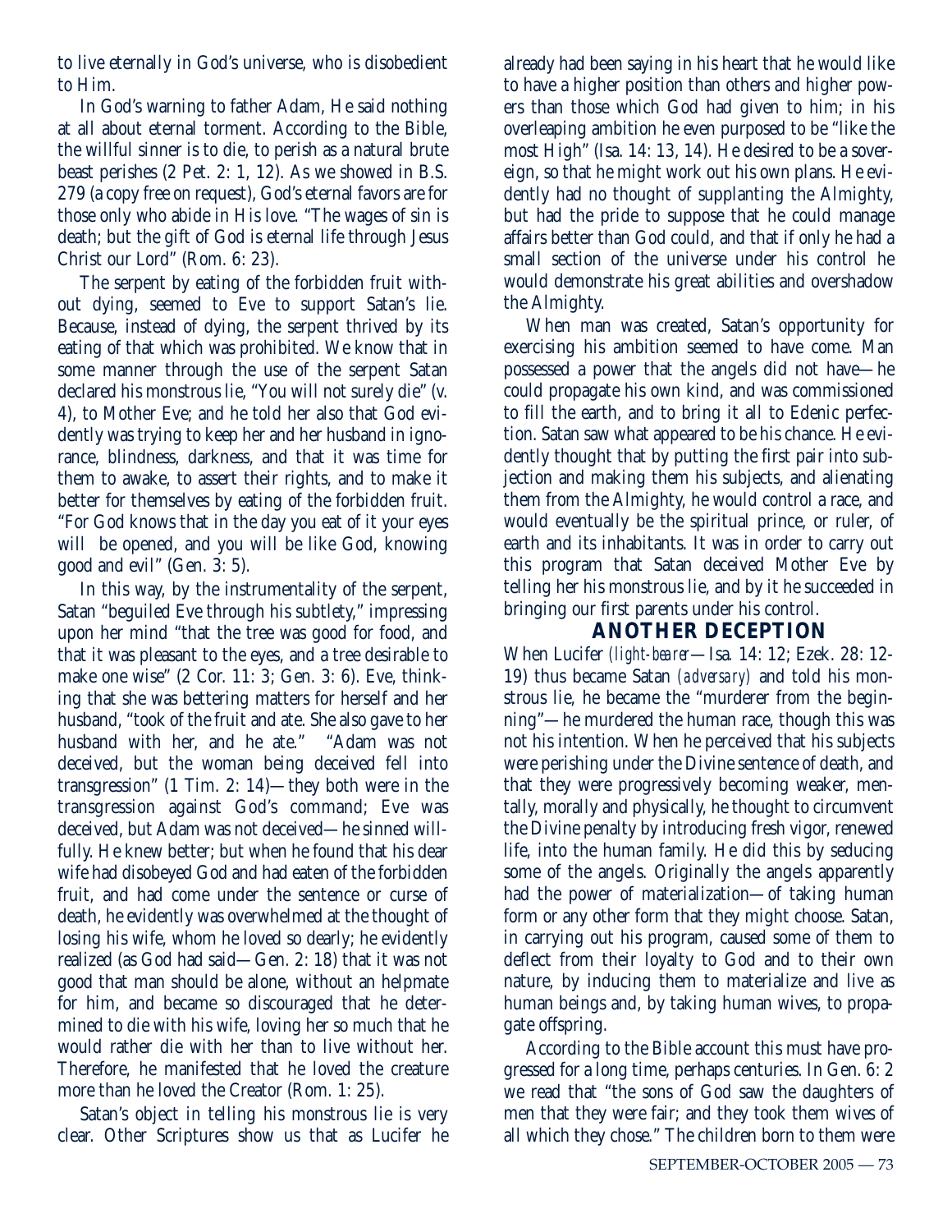to live eternally in God's universe, who is disobedient to Him.

In God's warning to father Adam, He said nothing at all about eternal torment. According to the Bible, the willful sinner is to die, to perish as a natural brute beast perishes (2 Pet. 2: 1, 12). As we showed in B.S. 279 (a copy free on request), God's eternal favors are for those only who abide in His love. "The wages of sin is death; but the gift of God is eternal life through Jesus Christ our Lord" (Rom. 6: 23).

The serpent by eating of the forbidden fruit without dying, seemed to Eve to support Satan's lie. Because, instead of dying, the serpent thrived by its eating of that which was prohibited. We know that in some manner through the use of the serpent Satan declared his monstrous lie, "You will not surely die" (v. 4), to Mother Eve; and he told her also that God evidently was trying to keep her and her husband in ignorance, blindness, darkness, and that it was time for them to awake, to assert their rights, and to make it better for themselves by eating of the forbidden fruit. "For God knows that in the day you eat of it your eyes will be opened, and you will be like God, knowing good and evil" (Gen. 3: 5).

In this way, by the instrumentality of the serpent, Satan "beguiled Eve through his subtlety," impressing upon her mind "that the tree was good for food, and that it was pleasant to the eyes, and a tree desirable to make one wise" (2 Cor. 11: 3; Gen. 3: 6). Eve, thinking that she was bettering matters for herself and her husband, "took of the fruit and ate. She also gave to her husband with her, and he ate." "Adam was not deceived, but the woman being deceived fell into transgression" (1 Tim. 2: 14)—they both were in the transgression against God's command; Eve was deceived, but Adam was not deceived—he sinned willfully. He knew better; but when he found that his dear wife had disobeyed God and had eaten of the forbidden fruit, and had come under the sentence or curse of death, he evidently was overwhelmed at the thought of losing his wife, whom he loved so dearly; he evidently realized (as God had said—Gen. 2: 18) that it was not good that man should be alone, without an helpmate for him, and became so discouraged that he determined to die with his wife, loving her so much that he would rather die with her than to live without her. Therefore, he manifested that he loved the creature more than he loved the Creator (Rom. 1: 25).

Satan's object in telling his monstrous lie is very clear. Other Scriptures show us that as Lucifer he already had been saying in his heart that he would like to have a higher position than others and higher powers than those which God had given to him; in his overleaping ambition he even purposed to be "like the most High" (Isa. 14: 13, 14). He desired to be a sovereign, so that he might work out his own plans. He evidently had no thought of supplanting the Almighty, but had the pride to suppose that he could manage affairs better than God could, and that if only he had a small section of the universe under his control he would demonstrate his great abilities and overshadow the Almighty.

When man was created, Satan's opportunity for exercising his ambition seemed to have come. Man possessed a power that the angels did not have—he could propagate his own kind, and was commissioned to fill the earth, and to bring it all to Edenic perfection. Satan saw what appeared to be his chance. He evidently thought that by putting the first pair into subjection and making them his subjects, and alienating them from the Almighty, he would control a race, and would eventually be the spiritual prince, or ruler, of earth and its inhabitants. It was in order to carry out this program that Satan deceived Mother Eve by telling her his monstrous lie, and by it he succeeded in bringing our first parents under his control.

## ANOTHER DECEPTION

When Lucifer (*light-bearer*—Isa. 14: 12; Ezek. 28: 12-19) thus became Satan (*adversary*) and told his monstrous lie, he became the "murderer from the beginning"—he murdered the human race, though this was not his intention. When he perceived that his subjects were perishing under the Divine sentence of death, and that they were progressively becoming weaker, mentally, morally and physically, he thought to circumvent the Divine penalty by introducing fresh vigor, renewed life, into the human family. He did this by seducing some of the angels. Originally the angels apparently had the power of materialization—of taking human form or any other form that they might choose. Satan, in carrying out his program, caused some of them to deflect from their loyalty to God and to their own nature, by inducing them to materialize and live as human beings and, by taking human wives, to propagate offspring.

According to the Bible account this must have progressed for a long time, perhaps centuries. In Gen. 6: 2 we read that "the sons of God saw the daughters of men that they were fair; and they took them wives of all which they chose." The children born to them were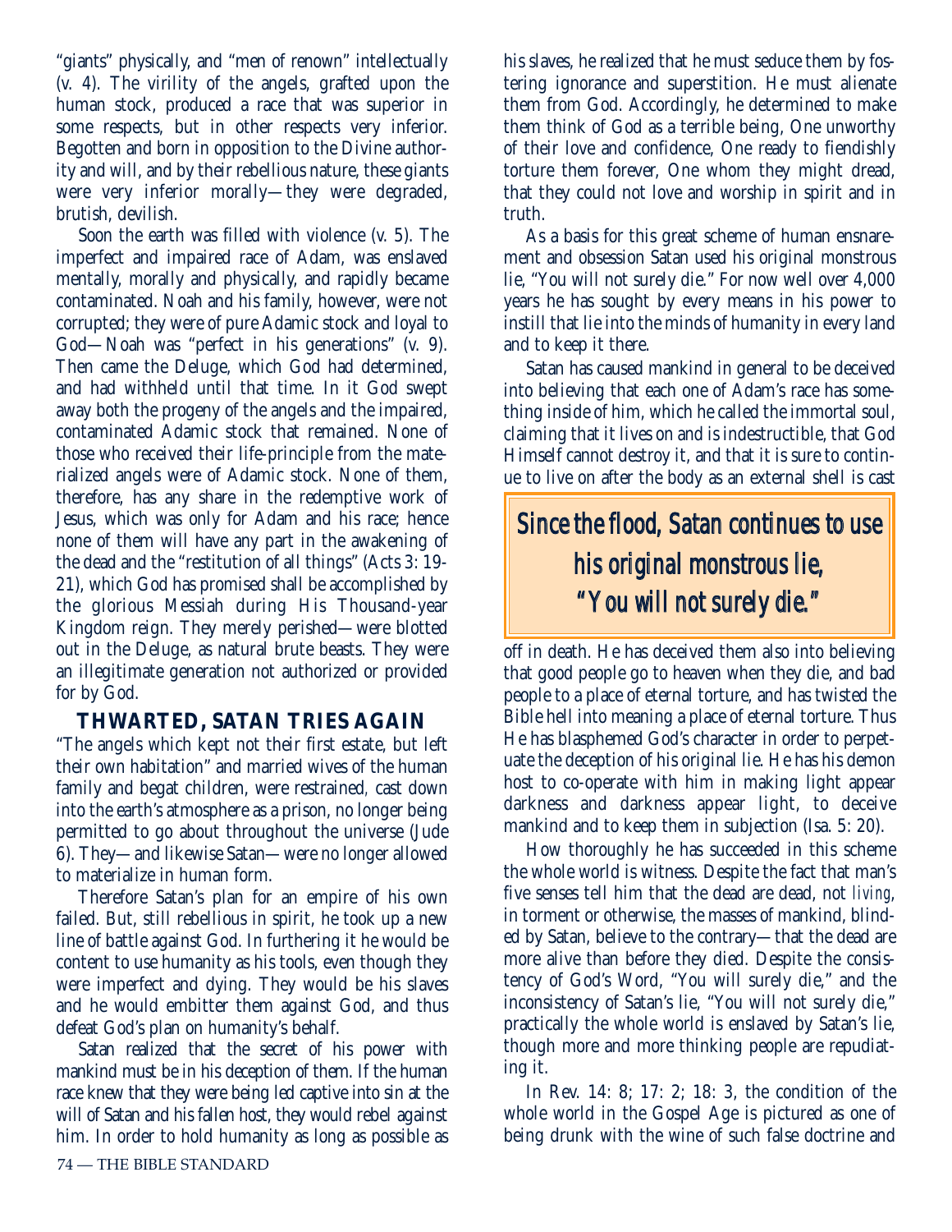"giants" physically, and "men of renown" intellectually (v. 4). The virility of the angels, grafted upon the human stock, produced a race that was superior in some respects, but in other respects very inferior. Begotten and born in opposition to the Divine authority and will, and by their rebellious nature, these giants were very inferior morally—they were degraded, brutish, devilish.

Soon the earth was filled with violence (v. 5). The imperfect and impaired race of Adam, was enslaved mentally, morally and physically, and rapidly became contaminated. Noah and his family, however, were not corrupted; they were of pure Adamic stock and loyal to God—Noah was "perfect in his generations" (v. 9). Then came the Deluge, which God had determined, and had withheld until that time. In it God swept away both the progeny of the angels and the impaired, contaminated Adamic stock that remained. None of those who received their life-principle from the materialized angels were of Adamic stock. None of them, therefore, has any share in the redemptive work of Jesus, which was only for Adam and his race; hence none of them will have any part in the awakening of the dead and the "restitution of all things" (Acts 3: 19-21), which God has promised shall be accomplished by the glorious Messiah during His Thousand-year Kingdom reign. They merely perished—were blotted out in the Deluge, as natural brute beasts. They were an illegitimate generation not authorized or provided for by God.

## THWARTED, SATAN TRIES AGAIN

"The angels which kept not their first estate, but left their own habitation" and married wives of the human family and begat children, were restrained, cast down into the earth's atmosphere as a prison, no longer being permitted to go about throughout the universe (Jude 6). They—and likewise Satan—were no longer allowed to materialize in human form.

Therefore Satan's plan for an empire of his own failed. But, still rebellious in spirit, he took up a new line of battle against God. In furthering it he would be content to use humanity as his tools, even though they were imperfect and dying. They would be his slaves and he would embitter them against God, and thus defeat God's plan on humanity's behalf.

Satan realized that the secret of his power with mankind must be in his deception of them. If the human race knew that they were being led captive into sin at the will of Satan and his fallen host, they would rebel against him. In order to hold humanity as long as possible as his slaves, he realized that he must seduce them by fostering ignorance and superstition. He must alienate them from God. Accordingly, he determined to make them think of God as a terrible being, One unworthy of their love and confidence, One ready to fiendishly torture them forever, One whom they might dread, that they could not love and worship in spirit and in truth.

As a basis for this great scheme of human ensnarement and obsession Satan used his original monstrous lie, "You will not surely die." For now well over 4,000 years he has sought by every means in his power to instill that lie into the minds of humanity in every land and to keep it there.

Satan has caused mankind in general to be deceived into believing that each one of Adam's race has something inside of him, which he called the immortal soul, claiming that it lives on and is indestructible, that God Himself cannot destroy it, and that it is sure to continue to live on after the body as an external shell is cast off in death. He has deceived them also into believing that good people go to heaven when they die, and bad people to a place of eternal torture, and has twisted the Bible hell into meaning a place of eternal torture. Thus He has blasphemed God's character in order to perpetuate the deception of his original lie. He has his demon host to co-operate with him in making light appear darkness and darkness appear light, to deceive mankind and to keep them in subjection (Isa. 5: 20).

> *Since the flood, Satan continues to use his original monstrous lie, "You will not surely die."*

How thoroughly he has succeeded in this scheme the whole world is witness. Despite the fact that man's five senses tell him that the dead are dead, not *living*, in torment or otherwise, the masses of mankind, blinded by Satan, believe to the contrary—that the dead are more alive than before they died. Despite the consistency of God's Word, "You will surely die," and the inconsistency of Satan's lie, "You will not surely die," practically the whole world is enslaved by Satan's lie, though more and more thinking people are repudiating it.

In Rev. 14: 8; 17: 2; 18: 3, the condition of the whole world in the Gospel Age is pictured as one of being drunk with the wine of such false doctrine and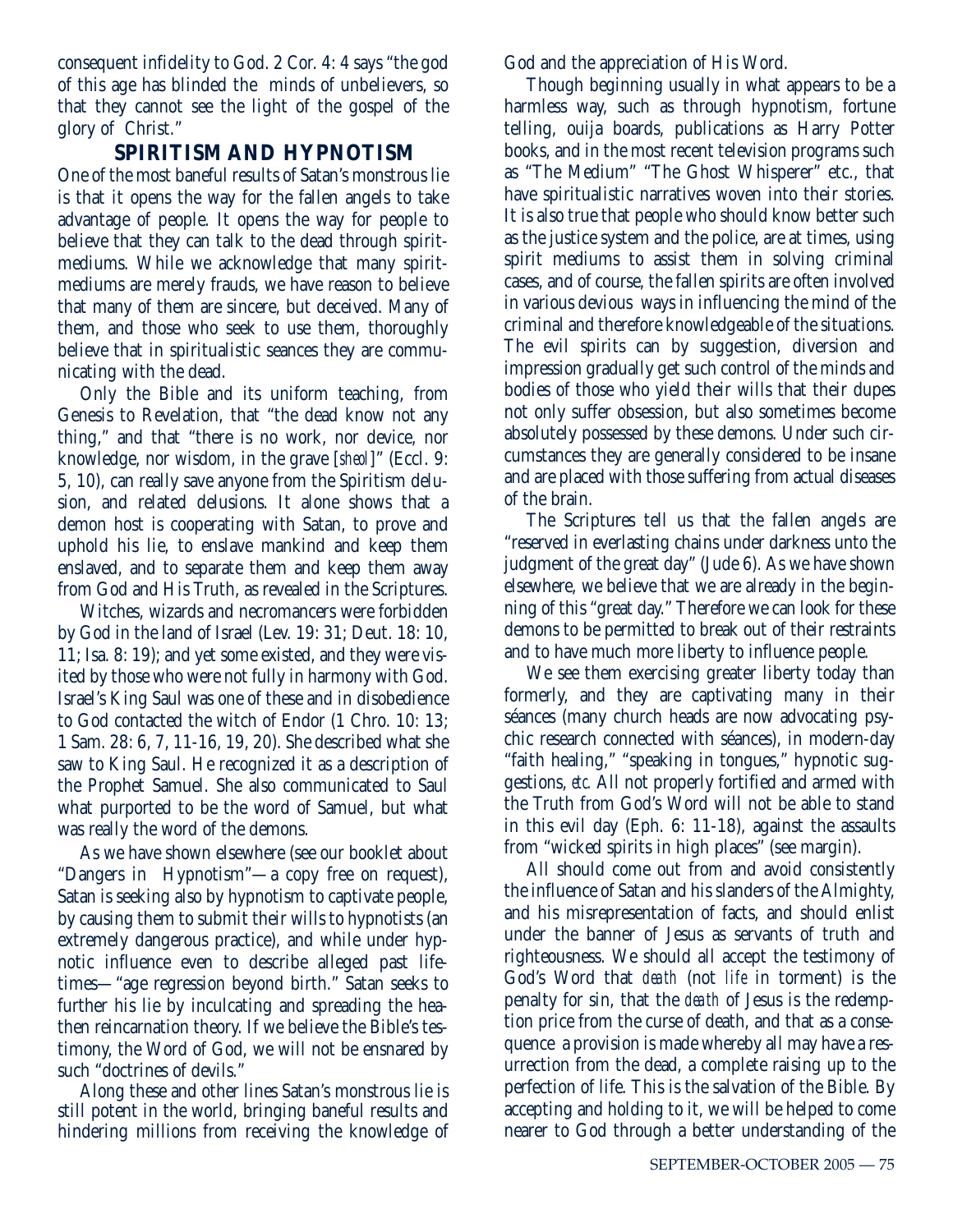consequent infidelity to God. 2 Cor. 4: 4 says "the god of this age has blinded the minds of unbelievers, so that they cannot see the light of the gospel of the glory of Christ."

## SPIRITISM AND HYPNOTISM

One of the most baneful results of Satan's monstrous lie is that it opens the way for the fallen angels to take advantage of people. It opens the way for people to believe that they can talk to the dead through spirit-mediums. While we acknowledge that many spirit-mediums are merely frauds, we have reason to believe that many of them are sincere, but deceived. Many of them, and those who seek to use them, thoroughly believe that in spiritualistic seances they are communicating with the dead.

Only the Bible and its uniform teaching, from Genesis to Revelation, that "the dead know not any thing," and that "there is no work, nor device, nor knowledge, nor wisdom, in the grave [*sheol*]" (Eccl. 9: 5, 10), can really save anyone from the Spiritism delusion, and related delusions. It alone shows that a demon host is cooperating with Satan, to prove and uphold his lie, to enslave mankind and keep them enslaved, and to separate them and keep them away from God and His Truth, as revealed in the Scriptures.

Witches, wizards and necromancers were forbidden by God in the land of Israel (Lev. 19: 31; Deut. 18: 10, 11; Isa. 8: 19); and yet some existed, and they were visited by those who were not fully in harmony with God. Israel's King Saul was one of these and in disobedience to God contacted the witch of Endor (1 Chro. 10: 13; 1 Sam. 28: 6, 7, 11-16, 19, 20). She described what she saw to King Saul. He recognized it as a description of the Prophet Samuel. She also communicated to Saul what purported to be the word of Samuel, but what was really the word of the demons.

As we have shown elsewhere (see our booklet about "Dangers in Hypnotism"—a copy free on request), Satan is seeking also by hypnotism to captivate people, by causing them to submit their wills to hypnotists (an extremely dangerous practice), and while under hypnotic influence even to describe alleged past lifetimes—"age regression beyond birth." Satan seeks to further his lie by inculcating and spreading the heathen reincarnation theory. If we believe the Bible's testimony, the Word of God, we will not be ensnared by such "doctrines of devils."

Along these and other lines Satan's monstrous lie is still potent in the world, bringing baneful results and hindering millions from receiving the knowledge of God and the appreciation of His Word.

Though beginning usually in what appears to be a harmless way, such as through hypnotism, fortune telling, ouija boards, publications as Harry Potter books, and in the most recent television programs such as "The Medium" "The Ghost Whisperer" etc., that have spiritualistic narratives woven into their stories. It is also true that people who should know better such as the justice system and the police, are at times, using spirit mediums to assist them in solving criminal cases, and of course, the fallen spirits are often involved in various devious ways in influencing the mind of the criminal and therefore knowledgeable of the situations. The evil spirits can by suggestion, diversion and impression gradually get such control of the minds and bodies of those who yield their wills that their dupes not only suffer obsession, but also sometimes become absolutely possessed by these demons. Under such circumstances they are generally considered to be insane and are placed with those suffering from actual diseases of the brain.

The Scriptures tell us that the fallen angels are "reserved in everlasting chains under darkness unto the judgment of the great day" (Jude 6). As we have shown elsewhere, we believe that we are already in the beginning of this "great day." Therefore we can look for these demons to be permitted to break out of their restraints and to have much more liberty to influence people.

We see them exercising greater liberty today than formerly, and they are captivating many in their séances (many church heads are now advocating psychic research connected with séances), in modern-day "faith healing," "speaking in tongues," hypnotic suggestions, *etc.* All not properly fortified and armed with the Truth from God's Word will not be able to stand in this evil day (Eph. 6: 11-18), against the assaults from "wicked spirits in high places" (see margin).

All should come out from and avoid consistently the influence of Satan and his slanders of the Almighty, and his misrepresentation of facts, and should enlist under the banner of Jesus as servants of truth and righteousness. We should all accept the testimony of God's Word that *death* (not *life* in torment) is the penalty for sin, that the *death* of Jesus is the redemption price from the curse of death, and that as a consequence a provision is made whereby all may have a resurrection from the dead, a complete raising up to the perfection of life. This is the salvation of the Bible. By accepting and holding to it, we will be helped to come nearer to God through a better understanding of the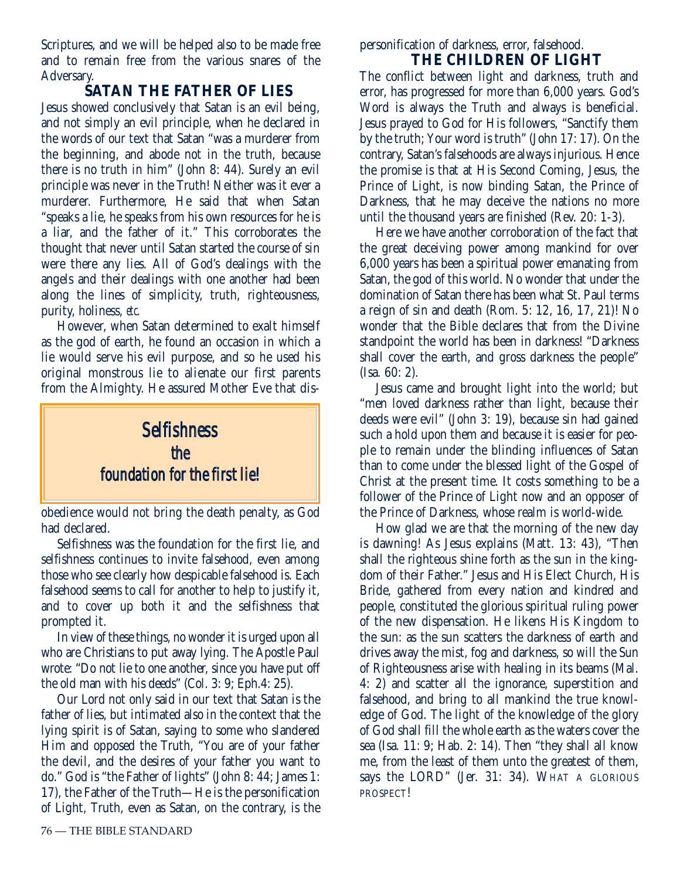Scriptures, and we will be helped also to be made free and to remain free from the various snares of the Adversary.

## SATAN THE FATHER OF LIES

Jesus showed conclusively that Satan is an evil being, and not simply an evil principle, when he declared in the words of our text that Satan "was a murderer from the beginning, and abode not in the truth, because there is no truth in him" (John 8: 44). Surely an evil principle was never in the Truth! Neither was it ever a murderer. Furthermore, He said that when Satan "speaks a lie, he speaks from his own resources for he is a liar, and the father of it." This corroborates the thought that never until Satan started the course of sin were there any lies. All of God's dealings with the angels and their dealings with one another had been along the lines of simplicity, truth, righteousness, purity, holiness, *etc.*

However, when Satan determined to exalt himself as the god of earth, he found an occasion in which a lie would serve his evil purpose, and so he used his original monstrous lie to alienate our first parents from the Almighty. He assured Mother Eve that disobedience would not bring the death penalty, as God had declared.

> *Selfishness the foundation for the first lie!*

Selfishness was the foundation for the first lie, and selfishness continues to invite falsehood, even among those who see clearly how despicable falsehood is. Each falsehood seems to call for another to help to justify it, and to cover up both it and the selfishness that prompted it.

In view of these things, no wonder it is urged upon all who are Christians to put away lying. The Apostle Paul wrote: "Do not lie to one another, since you have put off the old man with his deeds" (Col. 3: 9; Eph.4: 25).

Our Lord not only said in our text that Satan is the father of lies, but intimated also in the context that the lying spirit is of Satan, saying to some who slandered Him and opposed the Truth, "You are of your father the devil, and the desires of your father you want to do." God is "the Father of lights" (John 8: 44; James 1: 17), the Father of the Truth—He is the personification of Light, Truth, even as Satan, on the contrary, is the personification of darkness, error, falsehood.

## THE CHILDREN OF LIGHT

The conflict between light and darkness, truth and error, has progressed for more than 6,000 years. God's Word is always the Truth and always is beneficial. Jesus prayed to God for His followers, "Sanctify them by the truth; Your word is truth" (John 17: 17). On the contrary, Satan's falsehoods are always injurious. Hence the promise is that at His Second Coming, Jesus, the Prince of Light, is now binding Satan, the Prince of Darkness, that he may deceive the nations no more until the thousand years are finished (Rev. 20: 1-3).

Here we have another corroboration of the fact that the great deceiving power among mankind for over 6,000 years has been a spiritual power emanating from Satan, the god of this world. No wonder that under the domination of Satan there has been what St. Paul terms a reign of sin and death (Rom. 5: 12, 16, 17, 21)! No wonder that the Bible declares that from the Divine standpoint the world has been in darkness! "Darkness shall cover the earth, and gross darkness the people" (Isa. 60: 2).

Jesus came and brought light into the world; but "men loved darkness rather than light, because their deeds were evil" (John 3: 19), because sin had gained such a hold upon them and because it is easier for people to remain under the blinding influences of Satan than to come under the blessed light of the Gospel of Christ at the present time. It costs something to be a follower of the Prince of Light now and an opposer of the Prince of Darkness, whose realm is world-wide.

How glad we are that the morning of the new day is dawning! As Jesus explains (Matt. 13: 43), "Then shall the righteous shine forth as the sun in the kingdom of their Father." Jesus and His Elect Church, His Bride, gathered from every nation and kindred and people, constituted the glorious spiritual ruling power of the new dispensation. He likens His Kingdom to the sun: as the sun scatters the darkness of earth and drives away the mist, fog and darkness, so will the Sun of Righteousness arise with healing in its beams (Mal. 4: 2) and scatter all the ignorance, superstition and falsehood, and bring to all mankind the true knowledge of God. The light of the knowledge of the glory of God shall fill the whole earth as the waters cover the sea (Isa. 11: 9; Hab. 2: 14). Then "they shall all know me, from the least of them unto the greatest of them, says the LORD" (Jer. 31: 34). WHAT A GLORIOUS PROSPECT!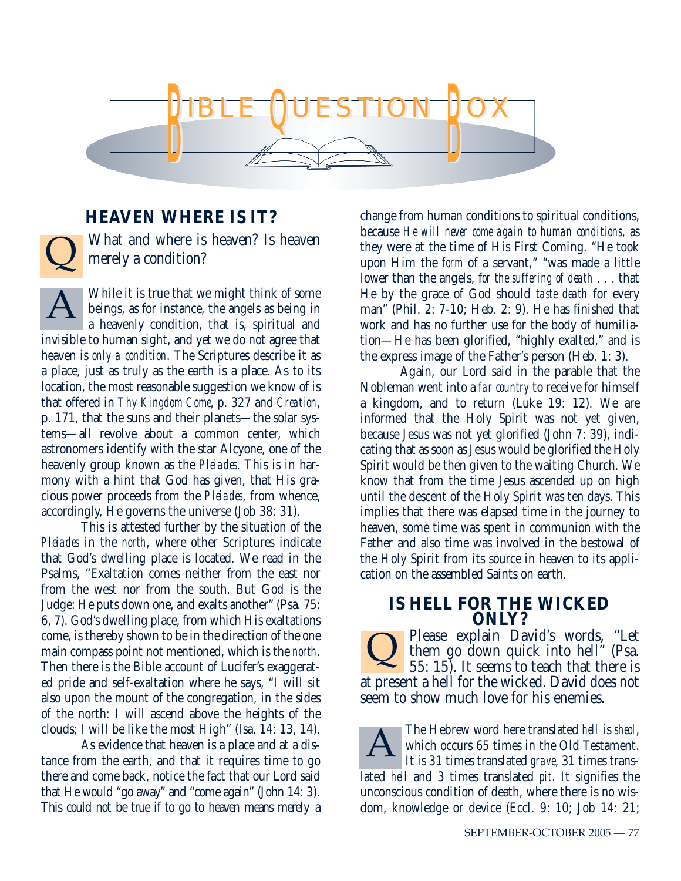# BIBLE QUESTION BOX

## HEAVEN WHERE IS IT?

**Q** What and where is heaven? Is heaven merely a condition?

**A** While it is true that we might think of some beings, as for instance, the angels as being in a heavenly condition, that is, spiritual and invisible to human sight, and yet we do not agree that heaven is *only a condition*. The Scriptures describe it as a place, just as truly as the earth is a place. As to its location, the most reasonable suggestion we know of is that offered in *Thy Kingdom Come*, p. 327 and *Creation*, p. 171, that the suns and their planets—the solar systems—all revolve about a common center, which astronomers identify with the star Alcyone, one of the heavenly group known as the *Pleiades*. This is in harmony with a hint that God has given, that His gracious power proceeds from the *Pleiades*, from whence, accordingly, He governs the universe (Job 38: 31).

This is attested further by the situation of the *Pleiades* in the *north*, where other Scriptures indicate that God's dwelling place is located. We read in the Psalms, "Exaltation comes neither from the east nor from the west nor from the south. But God is the Judge: He puts down one, and exalts another" (Psa. 75: 6, 7). God's dwelling place, from which His exaltations come, is thereby shown to be in the direction of the one main compass point not mentioned, which is the *north*. Then there is the Bible account of Lucifer's exaggerated pride and self-exaltation where he says, "I will sit also upon the mount of the congregation, in the sides of the north: I will ascend above the heights of the clouds; I will be like the most High" (Isa. 14: 13, 14).

As evidence that heaven is a place and at a distance from the earth, and that it requires time to go there and come back, notice the fact that our Lord said that He would "go away" and "come again" (John 14: 3). This could not be true if to go to heaven means merely a change from human conditions to spiritual conditions, because *He will never come again to human conditions*, as they were at the time of His First Coming. "He took upon Him the *form* of a servant," "was made a little lower than the angels, *for the suffering of death* . . . that He by the grace of God should *taste death* for every man" (Phil. 2: 7-10; Heb. 2: 9). He has finished that work and has no further use for the body of humiliation—He has been glorified, "highly exalted," and is the express image of the Father's person (Heb. 1: 3).

Again, our Lord said in the parable that the Nobleman went into a *far country* to receive for himself a kingdom, and to return (Luke 19: 12). We are informed that the Holy Spirit was not yet given, because Jesus was not yet glorified (John 7: 39), indicating that as soon as Jesus would be glorified the Holy Spirit would be then given to the waiting Church. We know that from the time Jesus ascended up on high until the descent of the Holy Spirit was ten days. This implies that there was elapsed time in the journey to heaven, some time was spent in communion with the Father and also time was involved in the bestowal of the Holy Spirit from its source in heaven to its application on the assembled Saints on earth.

## IS HELL FOR THE WICKED ONLY?

**Q** Please explain David's words, "Let them go down quick into hell" (Psa. 55: 15). It seems to teach that there is at present a hell for the wicked. David does not seem to show much love for his enemies.

**A** The Hebrew word here translated *hell* is *sheol*, which occurs 65 times in the Old Testament. It is 31 times translated *grave*, 31 times translated *hell* and 3 times translated *pit*. It signifies the unconscious condition of death, where there is no wisdom, knowledge or device (Eccl. 9: 10; Job 14: 21;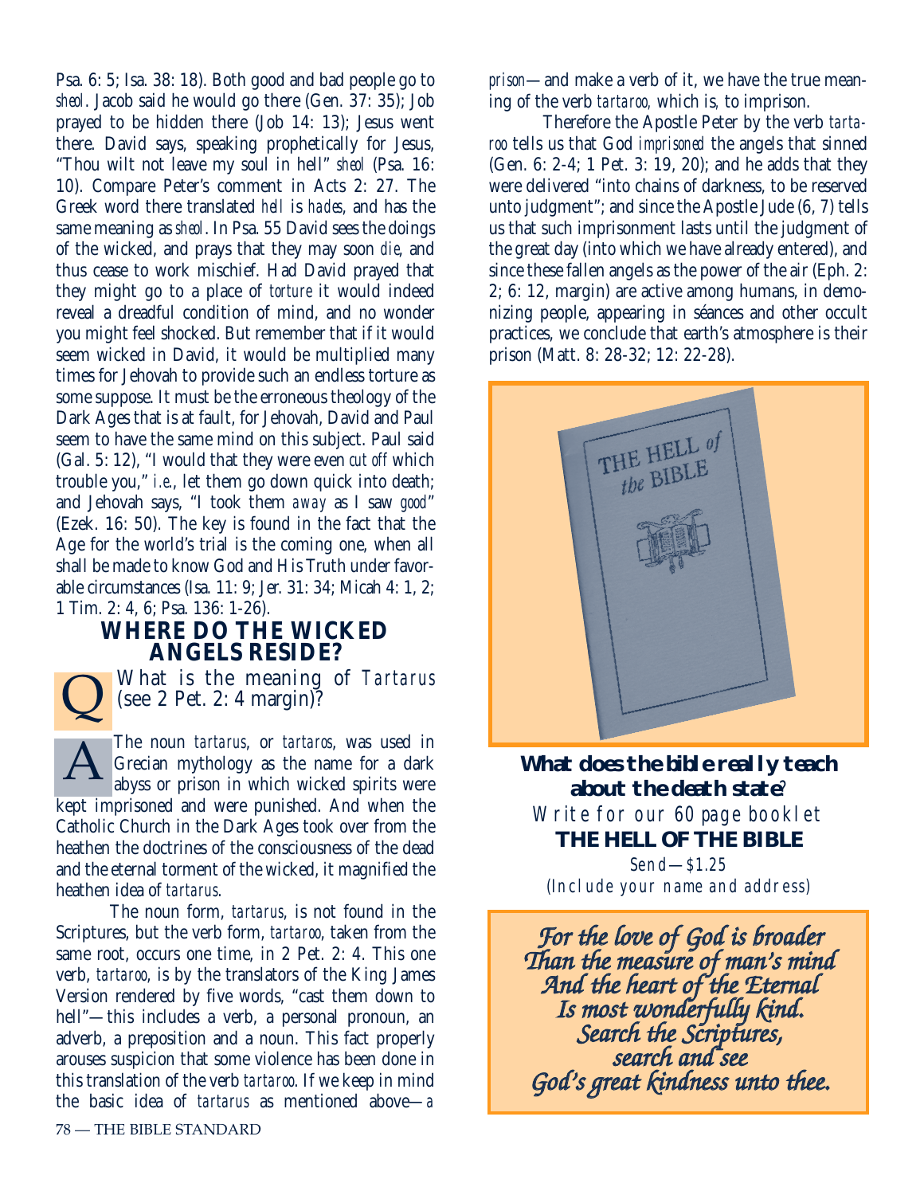Psa. 6: 5; Isa. 38: 18). Both good and bad people go to *sheol*. Jacob said he would go there (Gen. 37: 35); Job prayed to be hidden there (Job 14: 13); Jesus went there. David says, speaking prophetically for Jesus, "Thou wilt not leave my soul in hell" *sheol* (Psa. 16: 10). Compare Peter's comment in Acts 2: 27. The Greek word there translated *hell* is *hades*, and has the same meaning as *sheol*. In Psa. 55 David sees the doings of the wicked, and prays that they may soon *die*, and thus cease to work mischief. Had David prayed that they might go to a place of *torture* it would indeed reveal a dreadful condition of mind, and no wonder you might feel shocked. But remember that if it would seem wicked in David, it would be multiplied many times for Jehovah to provide such an endless torture as some suppose. It must be the erroneous theology of the Dark Ages that is at fault, for Jehovah, David and Paul seem to have the same mind on this subject. Paul said (Gal. 5: 12), "I would that they were even *cut off* which trouble you," *i.e.*, let them go down quick into death; and Jehovah says, "I took them *away* as I saw *good*" (Ezek. 16: 50). The key is found in the fact that the Age for the world's trial is the coming one, when all shall be made to know God and His Truth under favorable circumstances (Isa. 11: 9; Jer. 31: 34; Micah 4: 1, 2; 1 Tim. 2: 4, 6; Psa. 136: 1-26).

## WHERE DO THE WICKED ANGELS RESIDE?

**Q** What is the meaning of *Tartarus* (see 2 Pet. 2: 4 margin)?

**A** The noun *tartarus*, or *tartaros*, was used in Grecian mythology as the name for a dark abyss or prison in which wicked spirits were kept imprisoned and were punished. And when the Catholic Church in the Dark Ages took over from the heathen the doctrines of the consciousness of the dead and the eternal torment of the wicked, it magnified the heathen idea of *tartarus*.

The noun form, *tartarus*, is not found in the Scriptures, but the verb form, *tartaroo*, taken from the same root, occurs one time, in 2 Pet. 2: 4. This one verb, *tartaroo*, is by the translators of the King James Version rendered by five words, "cast them down to hell"—this includes a verb, a personal pronoun, an adverb, a preposition and a noun. This fact properly arouses suspicion that some violence has been done in this translation of the verb *tartaroo*. If we keep in mind the basic idea of *tartarus* as mentioned above—*a prison*—and make a verb of it, we have the true meaning of the verb *tartaroo*, which is, to imprison.

Therefore the Apostle Peter by the verb *tartaroo* tells us that God *imprisoned* the angels that sinned (Gen. 6: 2-4; 1 Pet. 3: 19, 20); and he adds that they were delivered "into chains of darkness, to be reserved unto judgment"; and since the Apostle Jude (6, 7) tells us that such imprisonment lasts until the judgment of the great day (into which we have already entered), and since these fallen angels as the power of the air (Eph. 2: 2; 6: 12, margin) are active among humans, in demonizing people, appearing in séances and other occult practices, we conclude that earth's atmosphere is their prison (Matt. 8: 28-32; 12: 22-28).

**What does the bible really teach about the death state?**

Write for our 60 page booklet

**THE HELL OF THE BIBLE**

Send—$1.25

(Include your name and address)

*For the love of God is broader*
*Than the measure of man's mind*
*And the heart of the Eternal*
*Is most wonderfully kind.*
*Search the Scriptures,*
*search and see*
*God's great kindness unto thee.*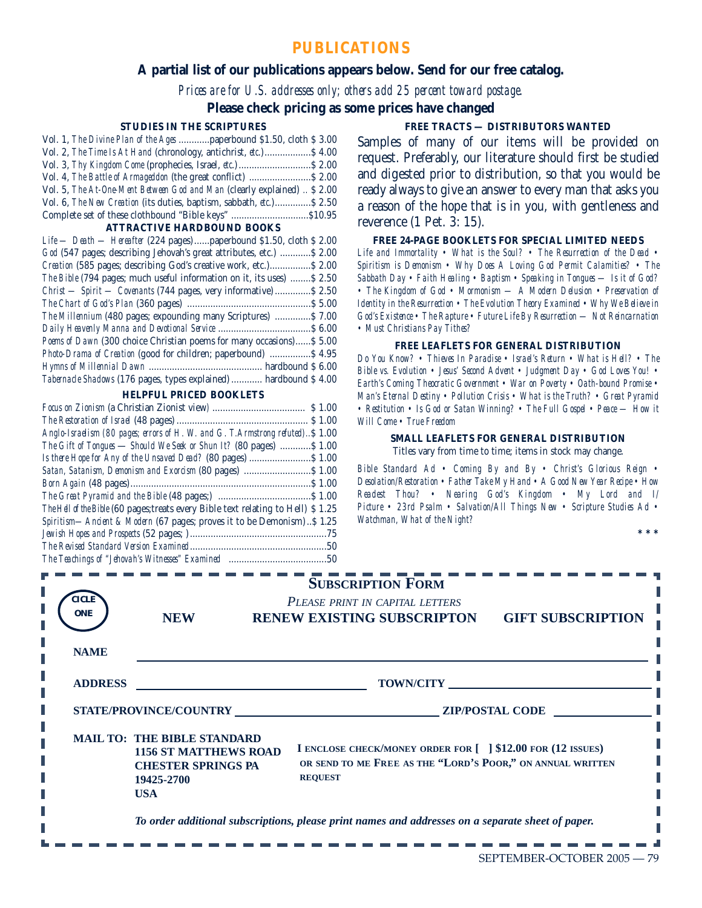# PUBLICATIONS

**A partial list of our publications appears below. Send for our free catalog.**

*Prices are for U.S. addresses only; others add 25 percent toward postage.*

**Please check pricing as some prices have changed**

### STUDIES IN THE SCRIPTURES

Vol. 1, *The Divine Plan of the Ages* ............paperbound $1.50, cloth $ 3.00
Vol. 2, *The Time Is At Hand* (chronology, antichrist, *etc.*)..................$ 4.00
Vol. 3, *Thy Kingdom Come* (prophecies, Israel, *etc.*)............................$ 2.00
Vol. 4, *The Battle of Armageddon* (the great conflict) ........................$ 2.00
Vol. 5, *The At-One-Ment Between God and Man* (clearly explained) .. $ 2.00
Vol. 6, *The New Creation* (its duties, baptism, sabbath, *etc.*)..............$ 2.50
Complete set of these clothbound "Bible keys" ..............................$10.95

### ATTRACTIVE HARDBOUND BOOKS

*Life — Death — Hereafter* (224 pages)......paperbound $1.50, cloth $ 2.00
*God* (547 pages; describing Jehovah's great attributes, etc.) ............$ 2.00
*Creation* (585 pages; describing God's creative work, etc.)................$ 2.00
*The Bible* (794 pages; much useful information on it, its uses) ........$ 2.50
*Christ — Spirit — Covenants* (744 pages, very informative)..............$ 2.50
*The Chart of God's Plan* (360 pages) ................................................$ 5.00
*The Millennium* (480 pages; expounding many Scriptures) ..............$ 7.00
*Daily Heavenly Manna and Devotional Service* ....................................$ 6.00
*Poems of Dawn* (300 choice Christian poems for many occasions)......$ 5.00
*Photo-Drama of Creation* (good for children; paperbound) ................$ 4.95
*Hymns of Millennial Dawn* ............................................ hardbound $ 6.00
*Tabernacle Shadows* (176 pages, types explained) ............ hardbound $ 4.00

### HELPFUL PRICED BOOKLETS

*Focus on Zionism* (a Christian Zionist view) .................................... $ 1.00
*The Restoration of Israel* (48 pages)................................................... $ 1.00
*Anglo-Israelism (80 pages; errors of H. W. and G. T.Armstrong refuted)*..$ 1.00
*The Gift of Tongues — Should We Seek or Shun It?* (80 pages) ............$ 1.00
*Is there Hope for Any of the Unsaved Dead?* (80 pages) ........................$ 1.00
*Satan, Satanism, Demonism and Exorcism* (80 pages) ..........................$ 1.00
*Born Again* (48 pages).......................................................................$ 1.00
*The Great Pyramid and the Bible* (48 pages;) ....................................$ 1.00
*The Hell of the Bible* (60 pages;treats every Bible text relating to Hell) $ 1.25
*Spiritism—Ancient & Modern* (67 pages; proves it to be Demonism)..$ 1.25
*Jewish Hopes and Prospects* (52 pages; ).....................................................75
*The Revised Standard Version Examined*......................................................50
*The Teachings of "Jehovah's Witnesses" Examined* ......................................50

### FREE TRACTS — DISTRIBUTORS WANTED

Samples of many of our items will be provided on request. Preferably, our literature should first be studied and digested prior to distribution, so that you would be ready always to give an answer to every man that asks you a reason of the hope that is in you, with gentleness and reverence (1 Pet. 3: 15).

### FREE 24-PAGE BOOKLETS FOR SPECIAL LIMITED NEEDS

*Life and Immortality • What is the Soul? • The Resurrection of the Dead • Spiritism is Demonism • Why Does A Loving God Permit Calamities? • The Sabbath Day • Faith Healing • Baptism • Speaking in Tongues — Is it of God? • The Kingdom of God • Mormonism — A Modern Delusion • Preservation of Identity in the Resurrection • The Evolution Theory Examined • Why We Believe in God's Existence • The Rapture • Future Life By Resurrection — Not Reincarnation • Must Christians Pay Tithes?*

### FREE LEAFLETS FOR GENERAL DISTRIBUTION

*Do You Know? • Thieves In Paradise • Israel's Return • What is Hell? • The Bible vs. Evolution • Jesus' Second Advent • Judgment Day • God Loves You! • Earth's Coming Theocratic Government • War on Poverty • Oath-bound Promise • Man's Eternal Destiny • Pollution Crisis • What is the Truth? • Great Pyramid • Restitution • Is God or Satan Winning? • The Full Gospel • Peace — How it Will Come • True Freedom*

### SMALL LEAFLETS FOR GENERAL DISTRIBUTION

Titles vary from time to time; items in stock may change.

*Bible Standard Ad • Coming By and By • Christ's Glorious Reign • Desolation/Restoration • Father Take My Hand • A Good New Year Recipe • How Readest Thou? • Nearing God's Kingdom • My Lord and I/ Picture • 23rd Psalm • Salvation/All Things New • Scripture Studies Ad • Watchman, What of the Night?*

\* \* \*

## SUBSCRIPTION FORM

*PLEASE PRINT IN CAPITAL LETTERS*

CICLE ONE: **NEW** **RENEW EXISTING SUBSCRIPTON** **GIFT SUBSCRIPTION**

**NAME** ______________________________

**ADDRESS** ______________________ **TOWN/CITY** ______________________

**STATE/PROVINCE/COUNTRY** ______________________ **ZIP/POSTAL CODE** ____________

**MAIL TO: THE BIBLE STANDARD**
**1156 ST MATTHEWS ROAD**
**CHESTER SPRINGS PA**
**19425-2700**
**USA**

**I ENCLOSE CHECK/MONEY ORDER FOR [ ] $12.00 FOR (12 ISSUES) OR SEND TO ME FREE AS THE "LORD'S POOR," ON ANNUAL WRITTEN REQUEST**

***To order additional subscriptions, please print names and addresses on a separate sheet of paper.***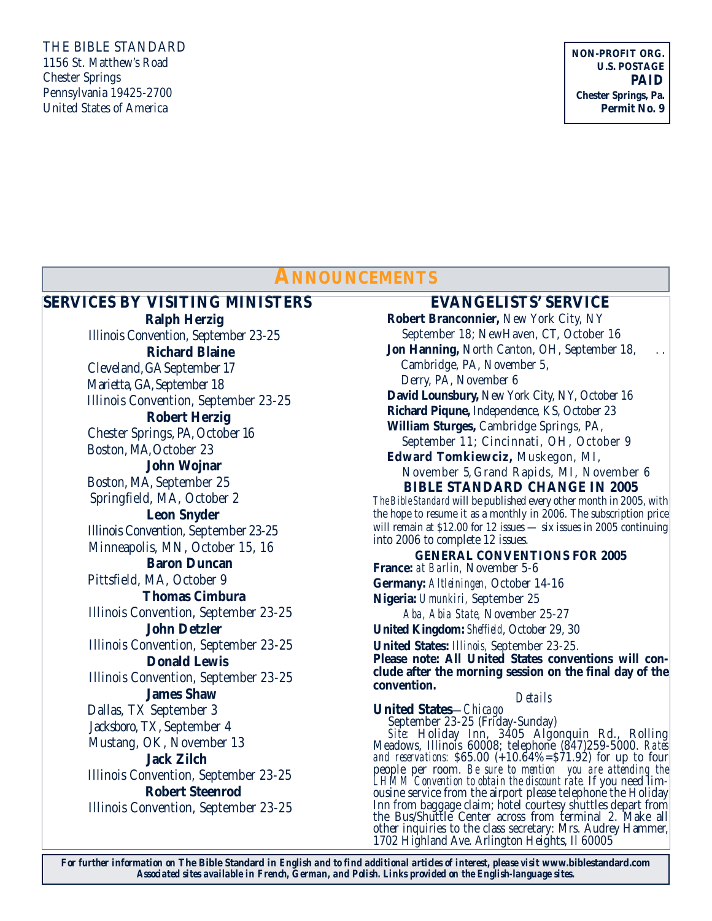THE BIBLE STANDARD
1156 St. Matthew's Road
Chester Springs
Pennsylvania 19425-2700
United States of America

**NON-PROFIT ORG.**
**U.S. POSTAGE**
**PAID**
**Chester Springs, Pa.**
**Permit No. 9**

# ANNOUNCEMENTS

## SERVICES BY VISITING MINISTERS

**Ralph Herzig**
Illinois Convention, September 23-25

**Richard Blaine**
Cleveland, GA September 17
Marietta, GA, September 18
Illinois Convention, September 23-25

**Robert Herzig**
Chester Springs, PA, October 16
Boston, MA, October 23

**John Wojnar**
Boston, MA, September 25
Springfield, MA, October 2

**Leon Snyder**
Illinois Convention, September 23-25
Minneapolis, MN, October 15, 16

**Baron Duncan**
Pittsfield, MA, October 9

**Thomas Cimbura**
Illinois Convention, September 23-25

**John Detzler**
Illinois Convention, September 23-25

**Donald Lewis**
Illinois Convention, September 23-25

**James Shaw**
Dallas, TX September 3
Jacksboro, TX, September 4
Mustang, OK, November 13

**Jack Zilch**
Illinois Convention, September 23-25

**Robert Steenrod**
Illinois Convention, September 23-25

## EVANGELISTS' SERVICE

**Robert Branconnier,** New York City, NY
September 18; NewHaven, CT, October 16

**Jon Hanning,** North Canton, OH, September 18,
Cambridge, PA, November 5,
Derry, PA, November 6

**David Lounsbury,** New York City, NY, October 16

**Richard Piqune,** Independence, KS, October 23

**William Sturges,** Cambridge Springs, PA,
September 11; Cincinnati, OH, October 9

**Edward Tomkiewciz,** Muskegon, MI,
November 5, Grand Rapids, MI, November 6

## BIBLE STANDARD CHANGE IN 2005

*The Bible Standard* will be published every other month in 2005, with the hope to resume it as a monthly in 2006. The subscription price will remain at $12.00 for 12 issues — six issues in 2005 continuing into 2006 to complete 12 issues.

## GENERAL CONVENTIONS FOR 2005

**France:** *at Barlin,* November 5-6

**Germany:** *Altleiningen,* October 14-16

**Nigeria:** *Umunkiri,* September 25
*Aba, Abia State*, November 25-27

**United Kingdom:** *Sheffield*, October 29, 30

**United States:** *Illinois,* September 23-25.

**Please note: All United States conventions will conclude after the morning session on the final day of the convention.**

*Details*

**United States**—*Chicago*
September 23-25 (Friday-Sunday)
*Site:* Holiday Inn, 3405 Algonquin Rd., Rolling Meadows, Illinois 60008; telephone (847)259-5000. *Rates and reservations:* $65.00 (+10.64%=$71.92) for up to four people per room. *Be sure to mention you are attending the LHMM Convention to obtain the discount rate.* If you need limousine service from the airport please telephone the Holiday Inn from baggage claim; hotel courtesy shuttles depart from the Bus/Shuttle Center across from terminal 2. Make all other inquiries to the class secretary: Mrs. Audrey Hammer, 1702 Highland Ave. Arlington Heights, Il 60005

***For further information on The Bible Standard in English and to find additional articles of interest, please visit www.biblestandard.com***
***Associated sites available in French, German, and Polish. Links provided on the English-language sites.***